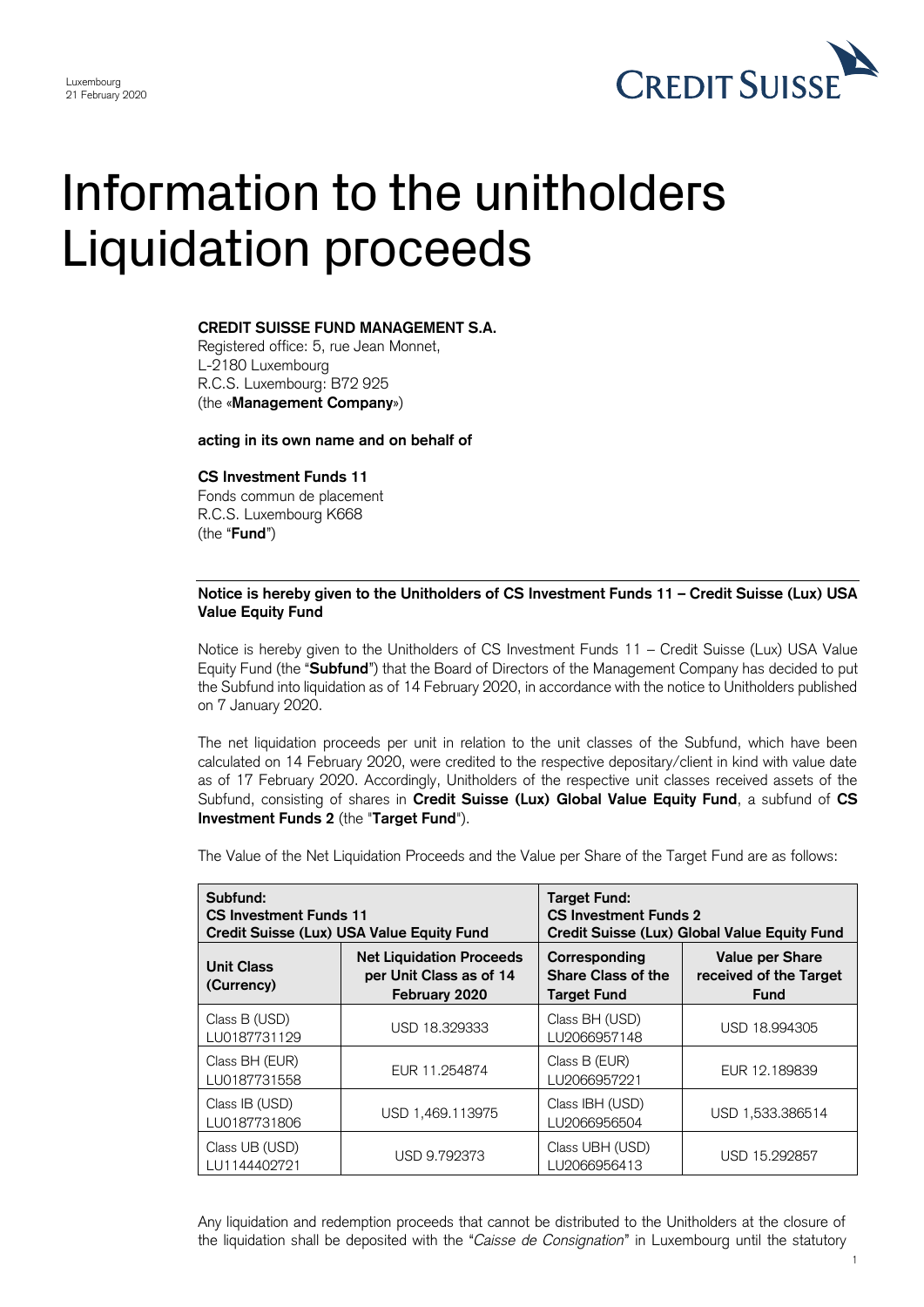Luxembourg
21 February 2020

# Information to the unitholders Liquidation proceeds

**CREDIT SUISSE FUND MANAGEMENT S.A.**
Registered office: 5, rue Jean Monnet,
L-2180 Luxembourg
R.C.S. Luxembourg: B72 925
(the «**Management Company**»)

**acting in its own name and on behalf of**

**CS Investment Funds 11**
Fonds commun de placement
R.C.S. Luxembourg K668
(the "**Fund**")

---

**Notice is hereby given to the Unitholders of CS Investment Funds 11 – Credit Suisse (Lux) USA Value Equity Fund**

Notice is hereby given to the Unitholders of CS Investment Funds 11 – Credit Suisse (Lux) USA Value Equity Fund (the "**Subfund**") that the Board of Directors of the Management Company has decided to put the Subfund into liquidation as of 14 February 2020, in accordance with the notice to Unitholders published on 7 January 2020.

The net liquidation proceeds per unit in relation to the unit classes of the Subfund, which have been calculated on 14 February 2020, were credited to the respective depositary/client in kind with value date as of 17 February 2020. Accordingly, Unitholders of the respective unit classes received assets of the Subfund, consisting of shares in **Credit Suisse (Lux) Global Value Equity Fund**, a subfund of **CS Investment Funds 2** (the "**Target Fund**").

The Value of the Net Liquidation Proceeds and the Value per Share of the Target Fund are as follows:

| **Subfund: CS Investment Funds 11 Credit Suisse (Lux) USA Value Equity Fund** | | **Target Fund: CS Investment Funds 2 Credit Suisse (Lux) Global Value Equity Fund** | |
|---|---|---|---|
| **Unit Class (Currency)** | **Net Liquidation Proceeds per Unit Class as of 14 February 2020** | **Corresponding Share Class of the Target Fund** | **Value per Share received of the Target Fund** |
| Class B (USD) LU0187731129 | USD 18.329333 | Class BH (USD) LU2066957148 | USD 18.994305 |
| Class BH (EUR) LU0187731558 | EUR 11.254874 | Class B (EUR) LU2066957221 | EUR 12.189839 |
| Class IB (USD) LU0187731806 | USD 1,469.113975 | Class IBH (USD) LU2066956504 | USD 1,533.386514 |
| Class UB (USD) LU1144402721 | USD 9.792373 | Class UBH (USD) LU2066956413 | USD 15.292857 |

Any liquidation and redemption proceeds that cannot be distributed to the Unitholders at the closure of the liquidation shall be deposited with the "*Caisse de Consignation*" in Luxembourg until the statutory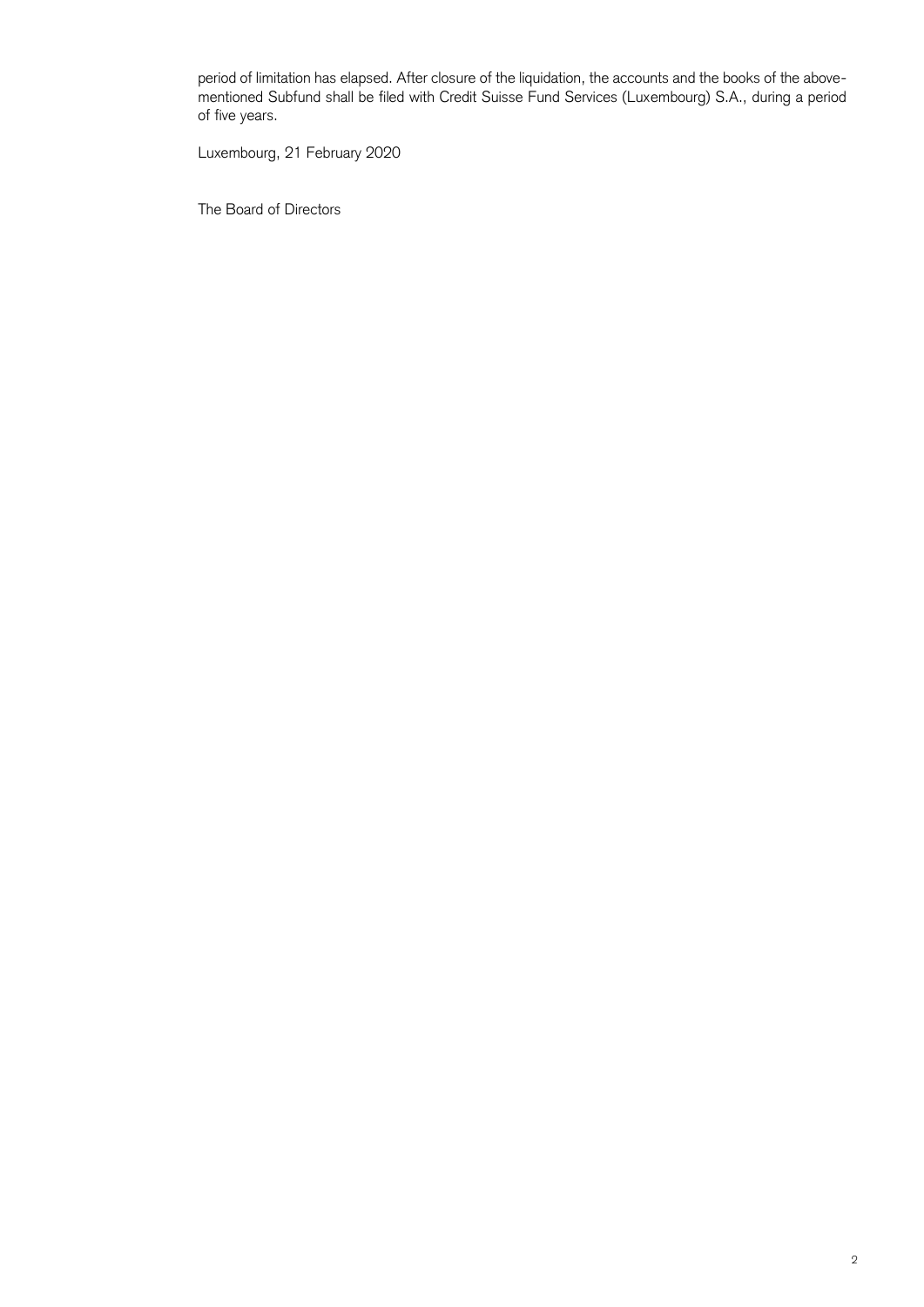period of limitation has elapsed. After closure of the liquidation, the accounts and the books of the above-mentioned Subfund shall be filed with Credit Suisse Fund Services (Luxembourg) S.A., during a period of five years.

Luxembourg, 21 February 2020

The Board of Directors